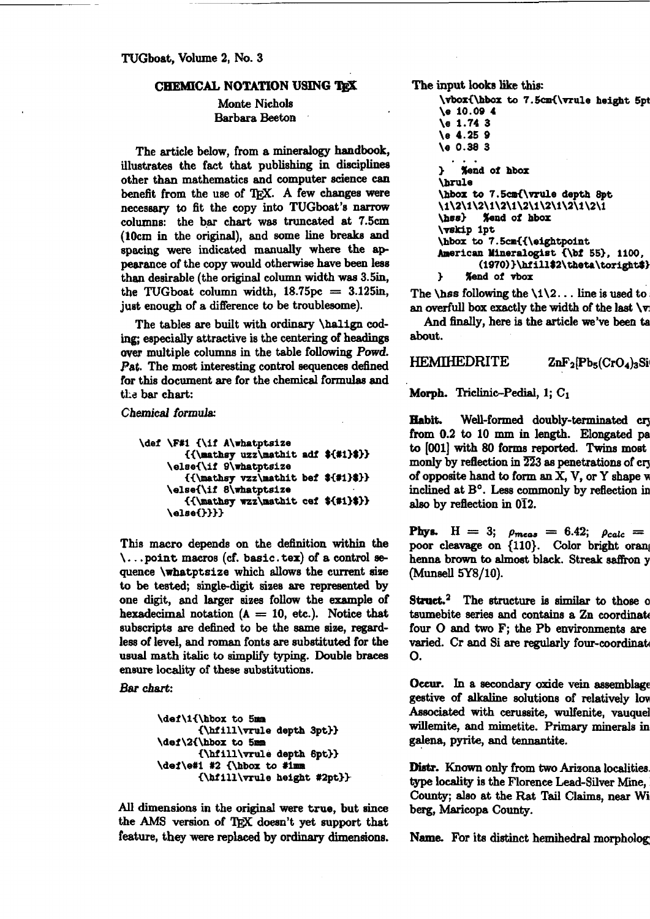# CHEMICAL NOTATION USING TEX

Monte Nichols
Barbara Beeton

The article below, from a mineralogy handbook, illustrates the fact that publishing in disciplines other than mathematics and computer science can benefit from the use of TEX. A few changes were necessary to fit the copy into TUGboat's narrow columns: the bar chart was truncated at 7.5cm (10cm in the original), and some line breaks and spacing were indicated manually where the appearance of the copy would otherwise have been less than desirable (the original column width was 3.5in, the TUGboat column width, 18.75pc = 3.125in, just enough of a difference to be troublesome).

The tables are built with ordinary \halign coding; especially attractive is the centering of headings over multiple columns in the table following *Powd. Pat.* The most interesting control sequences defined for this document are for the chemical formulas and the bar chart:

*Chemical formula:*

```
\def \F#1 {\if A\whatptsize
      {{\mathsy uzz\mathit adf ${#1}$}}
   \else{\if 9\whatptsize
      {{\mathsy vzz\mathit bef ${#1}$}}
   \else{\if 8\whatptsize
      {{\mathsy wzz\mathit cef ${#1}$}}
   \else{}}}}
```

This macro depends on the definition within the \...point macros (cf. basic.tex) of a control sequence \whatptsize which allows the current size to be tested; single-digit sizes are represented by one digit, and larger sizes follow the example of hexadecimal notation (A = 10, etc.). Notice that subscripts are defined to be the same size, regardless of level, and roman fonts are substituted for the usual math italic to simplify typing. Double braces ensure locality of these substitutions.

*Bar chart:*

```
\def\1{\hbox to 5mm
      {\hfill\vrule depth 3pt}}
\def\2{\hbox to 5mm
      {\hfill\vrule depth 6pt}}
\def\e#1 #2 {\hbox to #1mm
      {\hfill\vrule height #2pt}}
```

All dimensions in the original were true, but since the AMS version of TEX doesn't yet support that feature, they were replaced by ordinary dimensions.

The input looks like this:

```
\vbox{\hbox to 7.5cm{\vrule height 5pt
\e 10.09 4
\e 1.74 3
\e 4.25 9
\e 0.38 3
   . . .
}  %end of hbox
\hrule
\hbox to 7.5cm{\vrule depth 8pt
\1\2\1\2\1\2\1\2\1\2\1\2\1\2\1
\hss}  %end of hbox
\vskip 1pt
\hbox to 7.5cm{{\eightpoint
American Mineralogist {\bf 55}, 1100,
      (1970)}\hfill$2\theta\toright$}
}  %end of vbox
```

The \hss following the \1\2... line is used to an overfull box exactly the width of the last \v

And finally, here is the article we've been ta about.

## HEMIHEDRITE $ZnF_2[Pb_5(CrO_4)_3Si$

**Morph.** Triclinic–Pedial, 1; $C_1$

**Habit.** Well-formed doubly-terminated cr from 0.2 to 10 mm in length. Elongated pa to [001] with 80 forms reported. Twins most monly by reflection in $\overline{2}23$ as penetrations of cr of opposite hand to form an X, V, or Y shape w inclined at B°. Less commonly by reflection in also by reflection in $0\overline{1}2$.

**Phys.** H = 3; $\rho_{meas}$ = 6.42; $\rho_{calc}$ = poor cleavage on {110}. Color bright orang henna brown to almost black. Streak saffron y (Munsell 5Y8/10).

**Struct.**[2] The structure is similar to those o tsumebite series and contains a Zn coordinat four O and two F; the Pb environments are varied. Cr and Si are regularly four-coordinat O.

**Occur.** In a secondary oxide vein assemblag gestive of alkaline solutions of relatively low Associated with cerussite, wulfenite, vauquel willemite, and mimetite. Primary minerals in galena, pyrite, and tennantite.

**Distr.** Known only from two Arizona localities. type locality is the Florence Lead-Silver Mine, County; also at the Rat Tail Claims, near Wi berg, Maricopa County.

**Name.** For its distinct hemihedral morpholog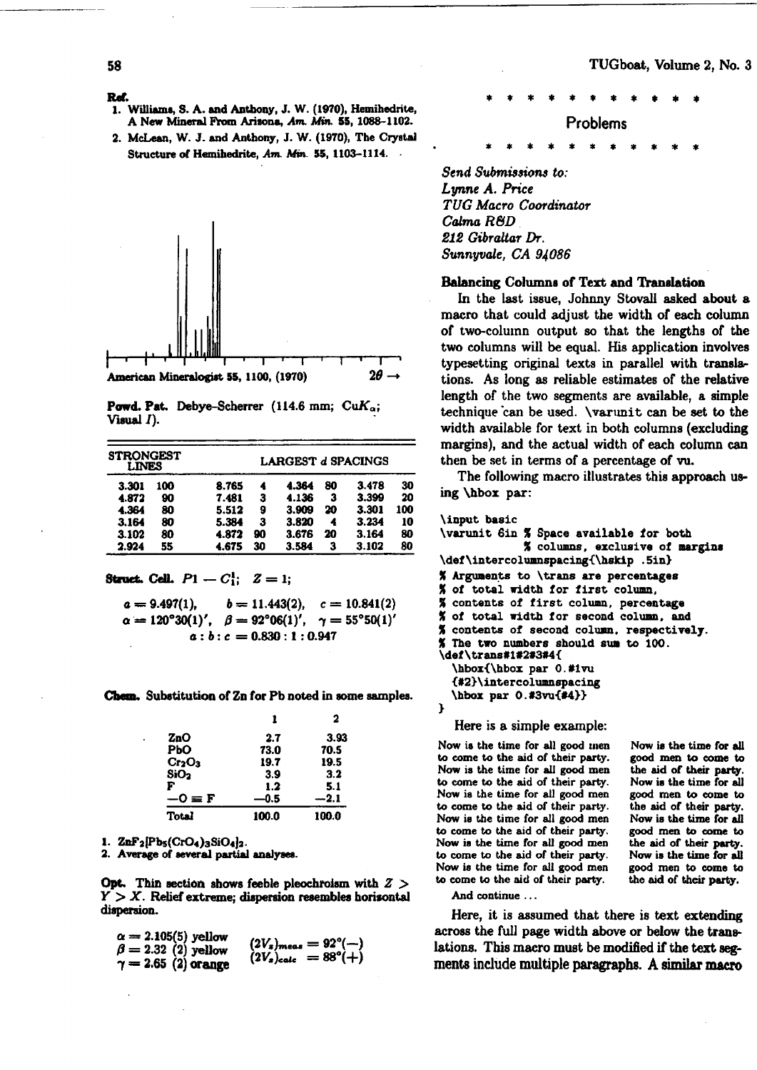**Ref.**

1. Williams, S. A. and Anthony, J. W. (1970), Hemihedrite, A New Mineral From Arizona, *Am. Min.* **55**, 1088–1102.
2. McLean, W. J. and Anthony, J. W. (1970), The Crystal Structure of Hemihedrite, *Am. Min.* **55**, 1103–1114.

American Mineralogist 55, 1100, (1970)

$2\theta \rightarrow$

**Powd. Pat.** Debye–Scherrer (114.6 mm; $CuK_\alpha$; Visual $I$).

| STRONGEST LINES | | LARGEST $d$ SPACINGS | | | | | |
|---|---|---|---|---|---|---|---|
| 3.301 | 100 | 8.765 | 4 | 4.364 | 80 | 3.478 | 30 |
| 4.872 | 90 | 7.481 | 3 | 4.136 | 3 | 3.399 | 20 |
| 4.364 | 80 | 5.512 | 9 | 3.909 | 20 | 3.301 | 100 |
| 3.164 | 80 | 5.384 | 3 | 3.820 | 4 | 3.234 | 10 |
| 3.102 | 80 | 4.872 | 90 | 3.676 | 20 | 3.164 | 80 |
| 2.924 | 55 | 4.675 | 30 | 3.584 | 3 | 3.102 | 80 |

**Struct. Cell.** $P1 - C_1^1$; $Z = 1$;

$$a = 9.497(1), \quad b = 11.443(2), \quad c = 10.841(2)$$
$$\alpha = 120°30(1)', \quad \beta = 92°06(1)', \quad \gamma = 55°50(1)'$$
$$a : b : c = 0.830 : 1 : 0.947$$

**Chem.** Substitution of Zn for Pb noted in some samples.

| | 1 | 2 |
|---|---|---|
| $ZnO$ | 2.7 | 3.93 |
| $PbO$ | 73.0 | 70.5 |
| $Cr_2O_3$ | 19.7 | 19.5 |
| $SiO_2$ | 3.9 | 3.2 |
| F | 1.2 | 5.1 |
| $-O \equiv F$ | $-0.5$ | $-2.1$ |
| Total | 100.0 | 100.0 |

1. $ZnF_2[Pb_5(CrO_4)_3SiO_4]_2$.
2. Average of several partial analyses.

**Opt.** Thin section shows feeble pleochroism with $Z > Y > X$. Relief extreme; dispersion resembles horizontal dispersion.

$$\alpha = 2.105(5) \text{ yellow} \qquad (2V_z)_{meas} = 92°(-)$$
$$\beta = 2.32\ (2) \text{ yellow} \qquad (2V_z)_{calc} = 88°(+)$$
$$\gamma = 2.65\ (2) \text{ orange}$$

\* \* \* \* \* \* \* \* \* \* \* \*

## Problems

\* \* \* \* \* \* \* \* \* \* \* \*

*Send Submissions to:*
*Lynne A. Price*
*TUG Macro Coordinator*
*Calma R&D*
*212 Gibraltar Dr.*
*Sunnyvale, CA 94086*

### Balancing Columns of Text and Translation

In the last issue, Johnny Stovall asked about a macro that could adjust the width of each column of two-column output so that the lengths of the two columns will be equal. His application involves typesetting original texts in parallel with translations. As long as reliable estimates of the relative length of the two segments are available, a simple technique can be used. \varunit can be set to the width available for text in both columns (excluding margins), and the actual width of each column can then be set in terms of a percentage of vu.

The following macro illustrates this approach using \hbox par:

```
\input basic
\varunit 6in % Space available for both
             % columns, exclusive of margins
\def\intercolumnspacing{\hskip .5in}
% Arguments to \trans are percentages
% of total width for first column,
% contents of first column, percentage
% of total width for second column, and
% contents of second column, respectively.
% The two numbers should sum to 100.
\def\trans#1#2#3#4{
  \hbox{\hbox par 0.#1vu
  {#2}\intercolumnspacing
  \hbox par 0.#3vu{#4}}
}
```

Here is a simple example:

Now is the time for all good men to come to the aid of their party. Now is the time for all good men to come to the aid of their party. Now is the time for all good men to come to the aid of their party. Now is the time for all good men to come to the aid of their party. Now is the time for all good men to come to the aid of their party. Now is the time for all good men to come to the aid of their party.

Now is the time for all good men to come to the aid of their party. Now is the time for all good men to come to the aid of their party. Now is the time for all good men to come to the aid of their party. Now is the time for all good men to come to the aid of their party.

And continue ...

Here, it is assumed that there is text extending across the full page width above or below the translations. This macro must be modified if the text segments include multiple paragraphs. A similar macro